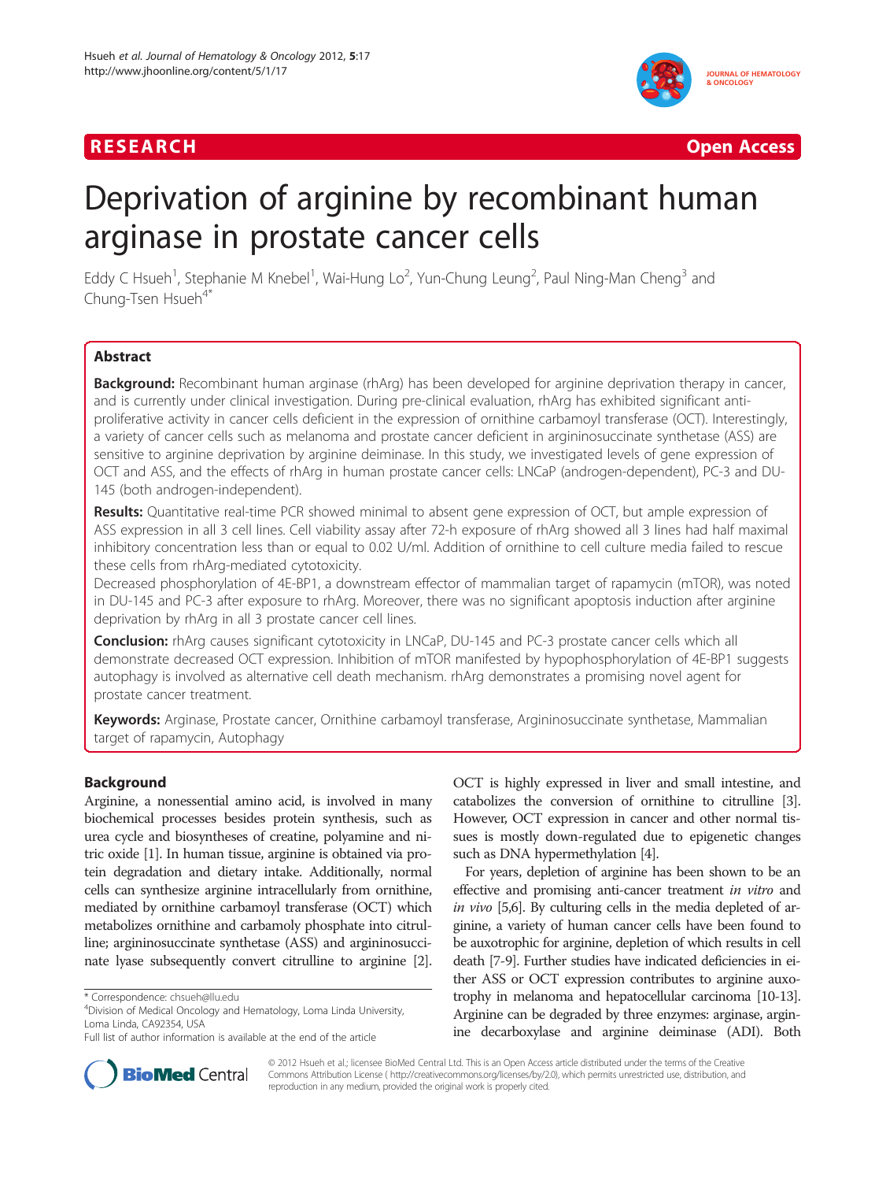RESEARCH Open Access

# Deprivation of arginine by recombinant human arginase in prostate cancer cells

Eddy C Hsueh[1], Stephanie M Knebel[1], Wai-Hung Lo[2], Yun-Chung Leung[2], Paul Ning-Man Cheng[3] and Chung-Tsen Hsueh[4*]

## Abstract

**Background:** Recombinant human arginase (rhArg) has been developed for arginine deprivation therapy in cancer, and is currently under clinical investigation. During pre-clinical evaluation, rhArg has exhibited significant anti-proliferative activity in cancer cells deficient in the expression of ornithine carbamoyl transferase (OCT). Interestingly, a variety of cancer cells such as melanoma and prostate cancer deficient in argininosuccinate synthetase (ASS) are sensitive to arginine deprivation by arginine deiminase. In this study, we investigated levels of gene expression of OCT and ASS, and the effects of rhArg in human prostate cancer cells: LNCaP (androgen-dependent), PC-3 and DU-145 (both androgen-independent).

**Results:** Quantitative real-time PCR showed minimal to absent gene expression of OCT, but ample expression of ASS expression in all 3 cell lines. Cell viability assay after 72-h exposure of rhArg showed all 3 lines had half maximal inhibitory concentration less than or equal to 0.02 U/ml. Addition of ornithine to cell culture media failed to rescue these cells from rhArg-mediated cytotoxicity.

Decreased phosphorylation of 4E-BP1, a downstream effector of mammalian target of rapamycin (mTOR), was noted in DU-145 and PC-3 after exposure to rhArg. Moreover, there was no significant apoptosis induction after arginine deprivation by rhArg in all 3 prostate cancer cell lines.

**Conclusion:** rhArg causes significant cytotoxicity in LNCaP, DU-145 and PC-3 prostate cancer cells which all demonstrate decreased OCT expression. Inhibition of mTOR manifested by hypophosphorylation of 4E-BP1 suggests autophagy is involved as alternative cell death mechanism. rhArg demonstrates a promising novel agent for prostate cancer treatment.

**Keywords:** Arginase, Prostate cancer, Ornithine carbamoyl transferase, Argininosuccinate synthetase, Mammalian target of rapamycin, Autophagy

## Background

Arginine, a nonessential amino acid, is involved in many biochemical processes besides protein synthesis, such as urea cycle and biosyntheses of creatine, polyamine and nitric oxide [1]. In human tissue, arginine is obtained via protein degradation and dietary intake. Additionally, normal cells can synthesize arginine intracellularly from ornithine, mediated by ornithine carbamoyl transferase (OCT) which metabolizes ornithine and carbamoly phosphate into citrulline; argininosuccinate synthetase (ASS) and argininosuccinate lyase subsequently convert citrulline to arginine [2]. OCT is highly expressed in liver and small intestine, and catabolizes the conversion of ornithine to citrulline [3]. However, OCT expression in cancer and other normal tissues is mostly down-regulated due to epigenetic changes such as DNA hypermethylation [4].

For years, depletion of arginine has been shown to be an effective and promising anti-cancer treatment *in vitro* and *in vivo* [5,6]. By culturing cells in the media depleted of arginine, a variety of human cancer cells have been found to be auxotrophic for arginine, depletion of which results in cell death [7-9]. Further studies have indicated deficiencies in either ASS or OCT expression contributes to arginine auxotrophy in melanoma and hepatocellular carcinoma [10-13]. Arginine can be degraded by three enzymes: arginase, arginine decarboxylase and arginine deiminase (ADI). Both

* Correspondence: chsueh@llu.edu
[4]Division of Medical Oncology and Hematology, Loma Linda University, Loma Linda, CA92354, USA
Full list of author information is available at the end of the article

© 2012 Hsueh et al.; licensee BioMed Central Ltd. This is an Open Access article distributed under the terms of the Creative Commons Attribution License (http://creativecommons.org/licenses/by/2.0), which permits unrestricted use, distribution, and reproduction in any medium, provided the original work is properly cited.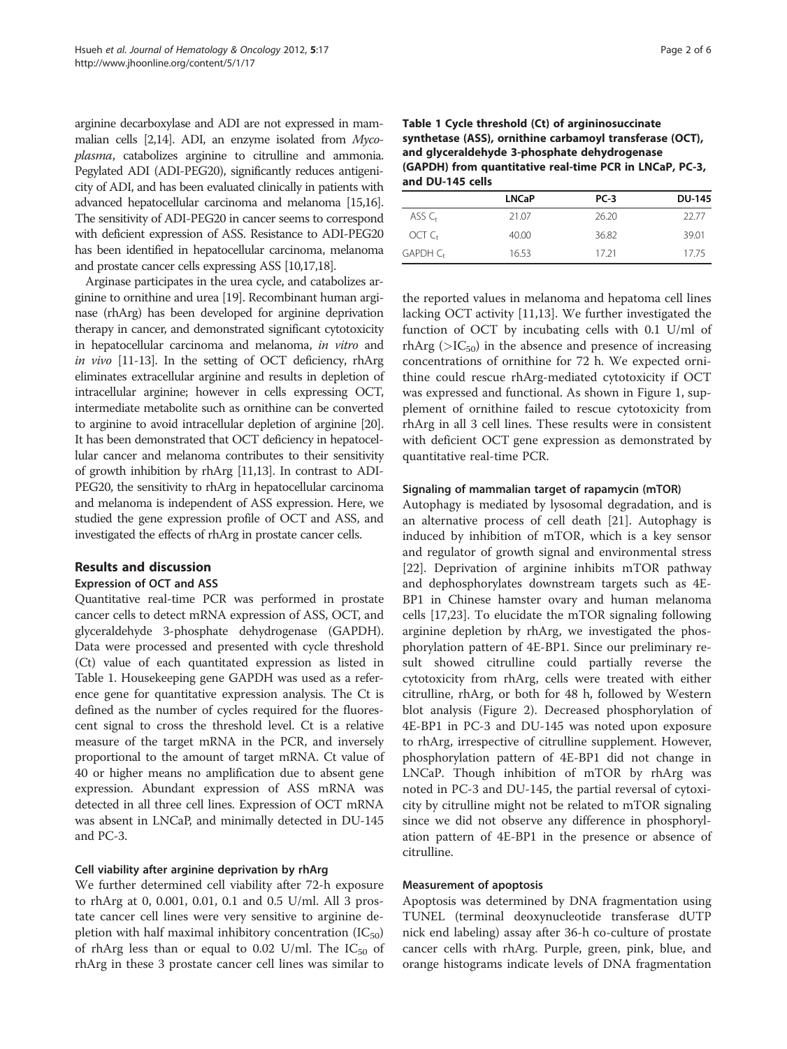arginine decarboxylase and ADI are not expressed in mammalian cells [2,14]. ADI, an enzyme isolated from *Mycoplasma*, catabolizes arginine to citrulline and ammonia. Pegylated ADI (ADI-PEG20), significantly reduces antigenicity of ADI, and has been evaluated clinically in patients with advanced hepatocellular carcinoma and melanoma [15,16]. The sensitivity of ADI-PEG20 in cancer seems to correspond with deficient expression of ASS. Resistance to ADI-PEG20 has been identified in hepatocellular carcinoma, melanoma and prostate cancer cells expressing ASS [10,17,18].

Arginase participates in the urea cycle, and catabolizes arginine to ornithine and urea [19]. Recombinant human arginase (rhArg) has been developed for arginine deprivation therapy in cancer, and demonstrated significant cytotoxicity in hepatocellular carcinoma and melanoma, *in vitro* and *in vivo* [11-13]. In the setting of OCT deficiency, rhArg eliminates extracellular arginine and results in depletion of intracellular arginine; however in cells expressing OCT, intermediate metabolite such as ornithine can be converted to arginine to avoid intracellular depletion of arginine [20]. It has been demonstrated that OCT deficiency in hepatocellular cancer and melanoma contributes to their sensitivity of growth inhibition by rhArg [11,13]. In contrast to ADI-PEG20, the sensitivity to rhArg in hepatocellular carcinoma and melanoma is independent of ASS expression. Here, we studied the gene expression profile of OCT and ASS, and investigated the effects of rhArg in prostate cancer cells.

## Results and discussion

### Expression of OCT and ASS

Quantitative real-time PCR was performed in prostate cancer cells to detect mRNA expression of ASS, OCT, and glyceraldehyde 3-phosphate dehydrogenase (GAPDH). Data were processed and presented with cycle threshold (Ct) value of each quantitated expression as listed in Table 1. Housekeeping gene GAPDH was used as a reference gene for quantitative expression analysis. The Ct is defined as the number of cycles required for the fluorescent signal to cross the threshold level. Ct is a relative measure of the target mRNA in the PCR, and inversely proportional to the amount of target mRNA. Ct value of 40 or higher means no amplification due to absent gene expression. Abundant expression of ASS mRNA was detected in all three cell lines. Expression of OCT mRNA was absent in LNCaP, and minimally detected in DU-145 and PC-3.

**Table 1 Cycle threshold (Ct) of argininosuccinate synthetase (ASS), ornithine carbamoyl transferase (OCT), and glyceraldehyde 3-phosphate dehydrogenase (GAPDH) from quantitative real-time PCR in LNCaP, PC-3, and DU-145 cells**

| | LNCaP | PC-3 | DU-145 |
|---|---|---|---|
| ASS $C_t$ | 21.07 | 26.20 | 22.77 |
| OCT $C_t$ | 40.00 | 36.82 | 39.01 |
| GAPDH $C_t$ | 16.53 | 17.21 | 17.75 |

### Cell viability after arginine deprivation by rhArg

We further determined cell viability after 72-h exposure to rhArg at 0, 0.001, 0.01, 0.1 and 0.5 U/ml. All 3 prostate cancer cell lines were very sensitive to arginine depletion with half maximal inhibitory concentration ($IC_{50}$) of rhArg less than or equal to 0.02 U/ml. The $IC_{50}$ of rhArg in these 3 prostate cancer cell lines was similar to the reported values in melanoma and hepatoma cell lines lacking OCT activity [11,13]. We further investigated the function of OCT by incubating cells with 0.1 U/ml of rhArg ($>IC_{50}$) in the absence and presence of increasing concentrations of ornithine for 72 h. We expected ornithine could rescue rhArg-mediated cytotoxicity if OCT was expressed and functional. As shown in Figure 1, supplement of ornithine failed to rescue cytotoxicity from rhArg in all 3 cell lines. These results were in consistent with deficient OCT gene expression as demonstrated by quantitative real-time PCR.

### Signaling of mammalian target of rapamycin (mTOR)

Autophagy is mediated by lysosomal degradation, and is an alternative process of cell death [21]. Autophagy is induced by inhibition of mTOR, which is a key sensor and regulator of growth signal and environmental stress [22]. Deprivation of arginine inhibits mTOR pathway and dephosphorylates downstream targets such as 4E-BP1 in Chinese hamster ovary and human melanoma cells [17,23]. To elucidate the mTOR signaling following arginine depletion by rhArg, we investigated the phosphorylation pattern of 4E-BP1. Since our preliminary result showed citrulline could partially reverse the cytotoxicity from rhArg, cells were treated with either citrulline, rhArg, or both for 48 h, followed by Western blot analysis (Figure 2). Decreased phosphorylation of 4E-BP1 in PC-3 and DU-145 was noted upon exposure to rhArg, irrespective of citrulline supplement. However, phosphorylation pattern of 4E-BP1 did not change in LNCaP. Though inhibition of mTOR by rhArg was noted in PC-3 and DU-145, the partial reversal of cytotoxicity by citrulline might not be related to mTOR signaling since we did not observe any difference in phosphorylation pattern of 4E-BP1 in the presence or absence of citrulline.

### Measurement of apoptosis

Apoptosis was determined by DNA fragmentation using TUNEL (terminal deoxynucleotide transferase dUTP nick end labeling) assay after 36-h co-culture of prostate cancer cells with rhArg. Purple, green, pink, blue, and orange histograms indicate levels of DNA fragmentation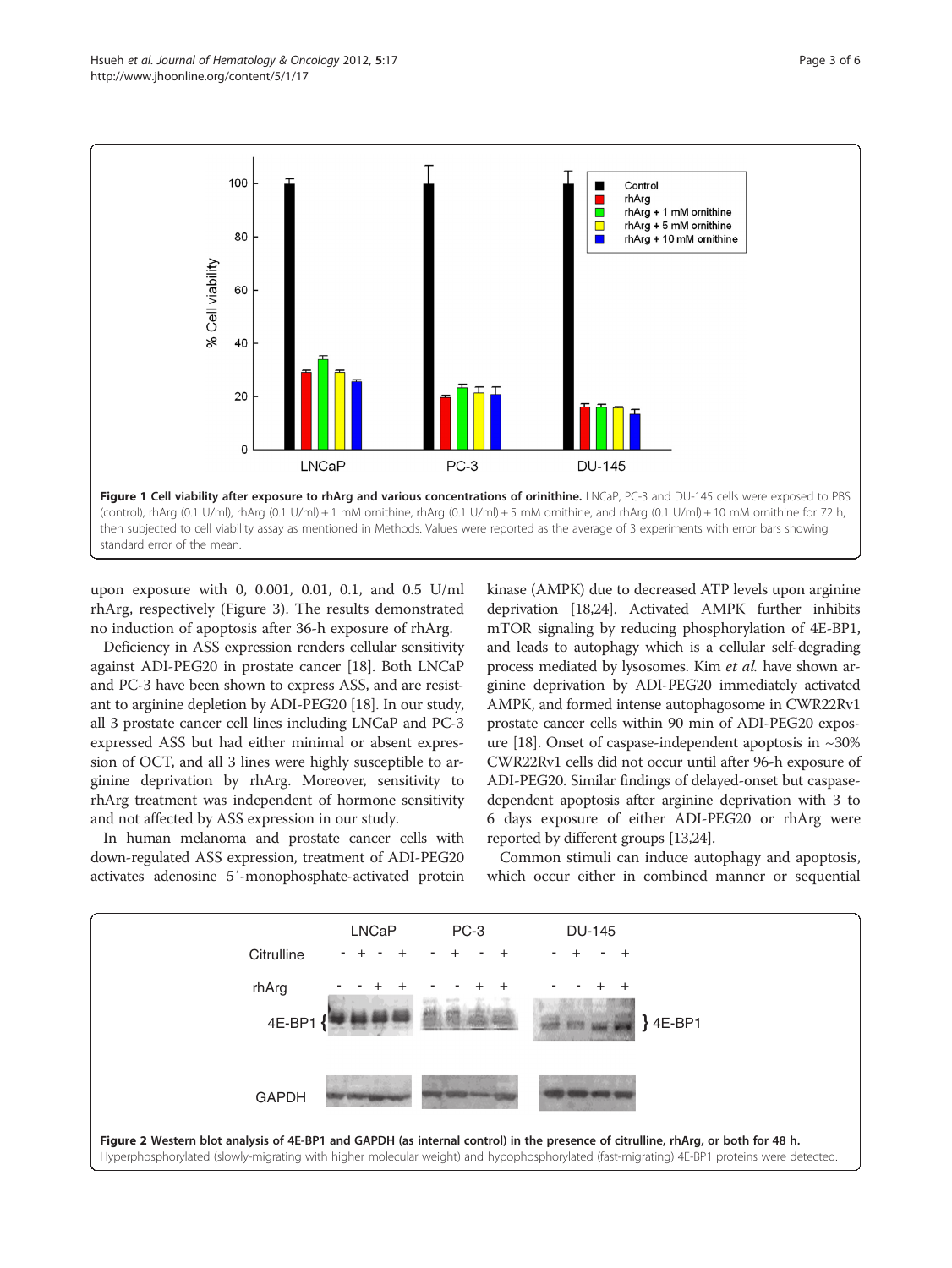**Figure 1 Cell viability after exposure to rhArg and various concentrations of orinithine.** LNCaP, PC-3 and DU-145 cells were exposed to PBS (control), rhArg (0.1 U/ml), rhArg (0.1 U/ml) + 1 mM ornithine, rhArg (0.1 U/ml) + 5 mM ornithine, and rhArg (0.1 U/ml) + 10 mM ornithine for 72 h, then subjected to cell viability assay as mentioned in Methods. Values were reported as the average of 3 experiments with error bars showing standard error of the mean.

upon exposure with 0, 0.001, 0.01, 0.1, and 0.5 U/ml rhArg, respectively (Figure 3). The results demonstrated no induction of apoptosis after 36-h exposure of rhArg.

Deficiency in ASS expression renders cellular sensitivity against ADI-PEG20 in prostate cancer [18]. Both LNCaP and PC-3 have been shown to express ASS, and are resistant to arginine depletion by ADI-PEG20 [18]. In our study, all 3 prostate cancer cell lines including LNCaP and PC-3 expressed ASS but had either minimal or absent expression of OCT, and all 3 lines were highly susceptible to arginine deprivation by rhArg. Moreover, sensitivity to rhArg treatment was independent of hormone sensitivity and not affected by ASS expression in our study.

In human melanoma and prostate cancer cells with down-regulated ASS expression, treatment of ADI-PEG20 activates adenosine 5′-monophosphate-activated protein kinase (AMPK) due to decreased ATP levels upon arginine deprivation [18,24]. Activated AMPK further inhibits mTOR signaling by reducing phosphorylation of 4E-BP1, and leads to autophagy which is a cellular self-degrading process mediated by lysosomes. Kim *et al.* have shown arginine deprivation by ADI-PEG20 immediately activated AMPK, and formed intense autophagosome in CWR22Rv1 prostate cancer cells within 90 min of ADI-PEG20 exposure [18]. Onset of caspase-independent apoptosis in ~30% CWR22Rv1 cells did not occur until after 96-h exposure of ADI-PEG20. Similar findings of delayed-onset but caspase-dependent apoptosis after arginine deprivation with 3 to 6 days exposure of either ADI-PEG20 or rhArg were reported by different groups [13,24].

Common stimuli can induce autophagy and apoptosis, which occur either in combined manner or sequential

**Figure 2 Western blot analysis of 4E-BP1 and GAPDH (as internal control) in the presence of citrulline, rhArg, or both for 48 h.** Hyperphosphorylated (slowly-migrating with higher molecular weight) and hypophosphorylated (fast-migrating) 4E-BP1 proteins were detected.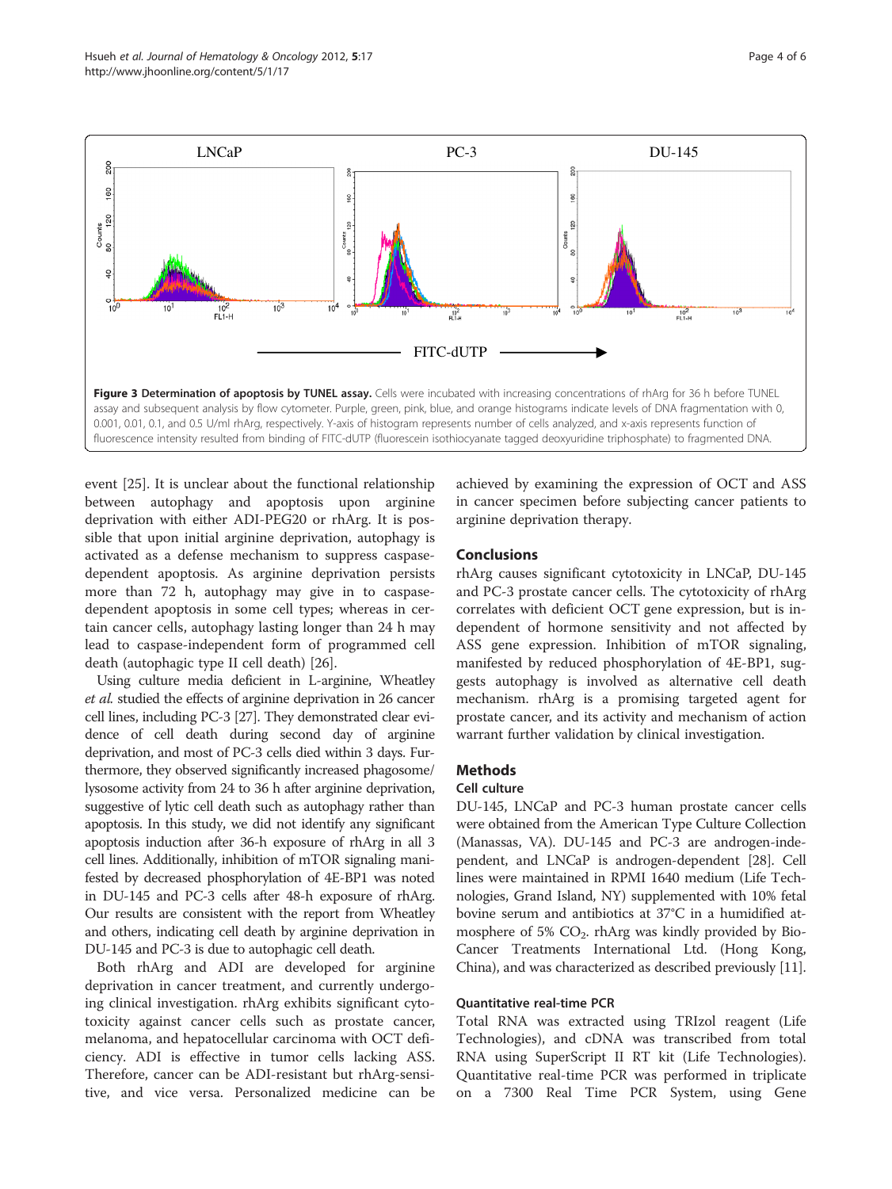**Figure 3 Determination of apoptosis by TUNEL assay.** Cells were incubated with increasing concentrations of rhArg for 36 h before TUNEL assay and subsequent analysis by flow cytometer. Purple, green, pink, blue, and orange histograms indicate levels of DNA fragmentation with 0, 0.001, 0.01, 0.1, and 0.5 U/ml rhArg, respectively. Y-axis of histogram represents number of cells analyzed, and x-axis represents function of fluorescence intensity resulted from binding of FITC-dUTP (fluorescein isothiocyanate tagged deoxyuridine triphosphate) to fragmented DNA.

event [25]. It is unclear about the functional relationship between autophagy and apoptosis upon arginine deprivation with either ADI-PEG20 or rhArg. It is possible that upon initial arginine deprivation, autophagy is activated as a defense mechanism to suppress caspase-dependent apoptosis. As arginine deprivation persists more than 72 h, autophagy may give in to caspase-dependent apoptosis in some cell types; whereas in certain cancer cells, autophagy lasting longer than 24 h may lead to caspase-independent form of programmed cell death (autophagic type II cell death) [26].

Using culture media deficient in L-arginine, Wheatley *et al.* studied the effects of arginine deprivation in 26 cancer cell lines, including PC-3 [27]. They demonstrated clear evidence of cell death during second day of arginine deprivation, and most of PC-3 cells died within 3 days. Furthermore, they observed significantly increased phagosome/lysosome activity from 24 to 36 h after arginine deprivation, suggestive of lytic cell death such as autophagy rather than apoptosis. In this study, we did not identify any significant apoptosis induction after 36-h exposure of rhArg in all 3 cell lines. Additionally, inhibition of mTOR signaling manifested by decreased phosphorylation of 4E-BP1 was noted in DU-145 and PC-3 cells after 48-h exposure of rhArg. Our results are consistent with the report from Wheatley and others, indicating cell death by arginine deprivation in DU-145 and PC-3 is due to autophagic cell death.

Both rhArg and ADI are developed for arginine deprivation in cancer treatment, and currently undergoing clinical investigation. rhArg exhibits significant cytotoxicity against cancer cells such as prostate cancer, melanoma, and hepatocellular carcinoma with OCT deficiency. ADI is effective in tumor cells lacking ASS. Therefore, cancer can be ADI-resistant but rhArg-sensitive, and vice versa. Personalized medicine can be achieved by examining the expression of OCT and ASS in cancer specimen before subjecting cancer patients to arginine deprivation therapy.

## Conclusions

rhArg causes significant cytotoxicity in LNCaP, DU-145 and PC-3 prostate cancer cells. The cytotoxicity of rhArg correlates with deficient OCT gene expression, but is independent of hormone sensitivity and not affected by ASS gene expression. Inhibition of mTOR signaling, manifested by reduced phosphorylation of 4E-BP1, suggests autophagy is involved as alternative cell death mechanism. rhArg is a promising targeted agent for prostate cancer, and its activity and mechanism of action warrant further validation by clinical investigation.

## Methods

### Cell culture

DU-145, LNCaP and PC-3 human prostate cancer cells were obtained from the American Type Culture Collection (Manassas, VA). DU-145 and PC-3 are androgen-independent, and LNCaP is androgen-dependent [28]. Cell lines were maintained in RPMI 1640 medium (Life Technologies, Grand Island, NY) supplemented with 10% fetal bovine serum and antibiotics at 37°C in a humidified atmosphere of 5% $CO_2$. rhArg was kindly provided by Bio-Cancer Treatments International Ltd. (Hong Kong, China), and was characterized as described previously [11].

### Quantitative real-time PCR

Total RNA was extracted using TRIzol reagent (Life Technologies), and cDNA was transcribed from total RNA using SuperScript II RT kit (Life Technologies). Quantitative real-time PCR was performed in triplicate on a 7300 Real Time PCR System, using Gene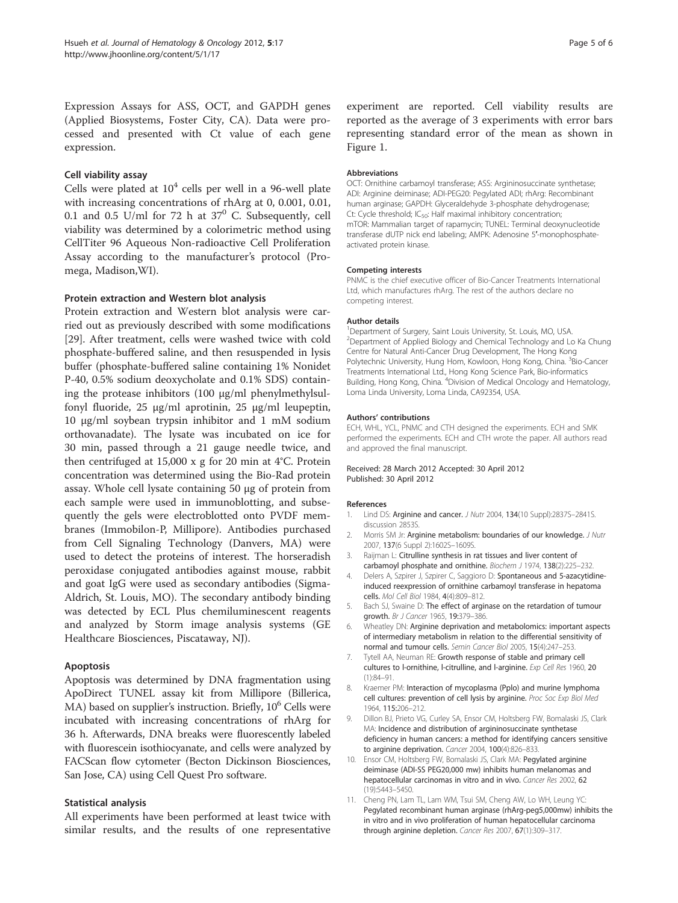Expression Assays for ASS, OCT, and GAPDH genes (Applied Biosystems, Foster City, CA). Data were processed and presented with Ct value of each gene expression.

### Cell viability assay

Cells were plated at $10^4$ cells per well in a 96-well plate with increasing concentrations of rhArg at 0, 0.001, 0.01, 0.1 and 0.5 U/ml for 72 h at $37^0$ C. Subsequently, cell viability was determined by a colorimetric method using CellTiter 96 Aqueous Non-radioactive Cell Proliferation Assay according to the manufacturer's protocol (Promega, Madison,WI).

### Protein extraction and Western blot analysis

Protein extraction and Western blot analysis were carried out as previously described with some modifications [29]. After treatment, cells were washed twice with cold phosphate-buffered saline, and then resuspended in lysis buffer (phosphate-buffered saline containing 1% Nonidet P-40, 0.5% sodium deoxycholate and 0.1% SDS) containing the protease inhibitors (100 μg/ml phenylmethylsulfonyl fluoride, 25 μg/ml aprotinin, 25 μg/ml leupeptin, 10 μg/ml soybean trypsin inhibitor and 1 mM sodium orthovanadate). The lysate was incubated on ice for 30 min, passed through a 21 gauge needle twice, and then centrifuged at 15,000 x g for 20 min at 4°C. Protein concentration was determined using the Bio-Rad protein assay. Whole cell lysate containing 50 μg of protein from each sample were used in immunoblotting, and subsequently the gels were electroblotted onto PVDF membranes (Immobilon-P, Millipore). Antibodies purchased from Cell Signaling Technology (Danvers, MA) were used to detect the proteins of interest. The horseradish peroxidase conjugated antibodies against mouse, rabbit and goat IgG were used as secondary antibodies (Sigma-Aldrich, St. Louis, MO). The secondary antibody binding was detected by ECL Plus chemiluminescent reagents and analyzed by Storm image analysis systems (GE Healthcare Biosciences, Piscataway, NJ).

### Apoptosis

Apoptosis was determined by DNA fragmentation using ApoDirect TUNEL assay kit from Millipore (Billerica, MA) based on supplier's instruction. Briefly, $10^6$ Cells were incubated with increasing concentrations of rhArg for 36 h. Afterwards, DNA breaks were fluorescently labeled with fluorescein isothiocyanate, and cells were analyzed by FACScan flow cytometer (Becton Dickinson Biosciences, San Jose, CA) using Cell Quest Pro software.

### Statistical analysis

All experiments have been performed at least twice with similar results, and the results of one representative experiment are reported. Cell viability results are reported as the average of 3 experiments with error bars representing standard error of the mean as shown in Figure 1.

#### Abbreviations

OCT: Ornithine carbamoyl transferase; ASS: Argininosuccinate synthetase; ADI: Arginine deiminase; ADI-PEG20: Pegylated ADI; rhArg: Recombinant human arginase; GAPDH: Glyceraldehyde 3-phosphate dehydrogenase; Ct: Cycle threshold; $IC_{50}$: Half maximal inhibitory concentration; mTOR: Mammalian target of rapamycin; TUNEL: Terminal deoxynucleotide transferase dUTP nick end labeling; AMPK: Adenosine 5′-monophosphate-activated protein kinase.

#### Competing interests

PNMC is the chief executive officer of Bio-Cancer Treatments International Ltd, which manufactures rhArg. The rest of the authors declare no competing interest.

#### Author details

[1]Department of Surgery, Saint Louis University, St. Louis, MO, USA. [2]Department of Applied Biology and Chemical Technology and Lo Ka Chung Centre for Natural Anti-Cancer Drug Development, The Hong Kong Polytechnic University, Hung Hom, Kowloon, Hong Kong, China. [3]Bio-Cancer Treatments International Ltd., Hong Kong Science Park, Bio-informatics Building, Hong Kong, China. [4]Division of Medical Oncology and Hematology, Loma Linda University, Loma Linda, CA92354, USA.

#### Authors' contributions

ECH, WHL, YCL, PNMC and CTH designed the experiments. ECH and SMK performed the experiments. ECH and CTH wrote the paper. All authors read and approved the final manuscript.

Received: 28 March 2012 Accepted: 30 April 2012
Published: 30 April 2012

#### References

1. Lind DS: **Arginine and cancer.** *J Nutr* 2004, **134**(10 Suppl):2837S–2841S. discussion 2853S.
2. Morris SM Jr: **Arginine metabolism: boundaries of our knowledge.** *J Nutr* 2007, **137**(6 Suppl 2):1602S–1609S.
3. Raijman L: **Citrulline synthesis in rat tissues and liver content of carbamoyl phosphate and ornithine.** *Biochem J* 1974, **138**(2):225–232.
4. Delers A, Szpirer J, Szpirer C, Saggioro D: **Spontaneous and 5-azacytidine-induced reexpression of ornithine carbamoyl transferase in hepatoma cells.** *Mol Cell Biol* 1984, **4**(4):809–812.
5. Bach SJ, Swaine D: **The effect of arginase on the retardation of tumour growth.** *Br J Cancer* 1965, **19**:379–386.
6. Wheatley DN: **Arginine deprivation and metabolomics: important aspects of intermediary metabolism in relation to the differential sensitivity of normal and tumour cells.** *Semin Cancer Biol* 2005, **15**(4):247–253.
7. Tytell AA, Neuman RE: **Growth response of stable and primary cell cultures to l-ornithine, l-citrulline, and l-arginine.** *Exp Cell Res* 1960, **20** (1):84–91.
8. Kraemer PM: **Interaction of mycoplasma (Pplo) and murine lymphoma cell cultures: prevention of cell lysis by arginine.** *Proc Soc Exp Biol Med* 1964, **115**:206–212.
9. Dillon BJ, Prieto VG, Curley SA, Ensor CM, Holtsberg FW, Bomalaski JS, Clark MA: **Incidence and distribution of argininosuccinate synthetase deficiency in human cancers: a method for identifying cancers sensitive to arginine deprivation.** *Cancer* 2004, **100**(4):826–833.
10. Ensor CM, Holtsberg FW, Bomalaski JS, Clark MA: **Pegylated arginine deiminase (ADI-SS PEG20,000 mw) inhibits human melanomas and hepatocellular carcinomas in vitro and in vivo.** *Cancer Res* 2002, **62** (19):5443–5450.
11. Cheng PN, Lam TL, Lam WM, Tsui SM, Cheng AW, Lo WH, Leung YC: **Pegylated recombinant human arginase (rhArg-peg5,000mw) inhibits the in vitro and in vivo proliferation of human hepatocellular carcinoma through arginine depletion.** *Cancer Res* 2007, **67**(1):309–317.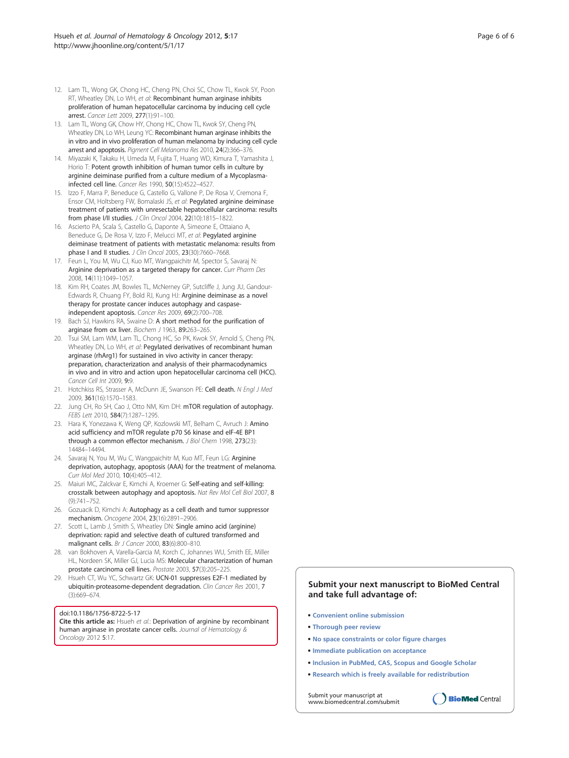12. Lam TL, Wong GK, Chong HC, Cheng PN, Choi SC, Chow TL, Kwok SY, Poon RT, Wheatley DN, Lo WH, *et al*: **Recombinant human arginase inhibits proliferation of human hepatocellular carcinoma by inducing cell cycle arrest.** *Cancer Lett* 2009, **277**(1):91–100.
13. Lam TL, Wong GK, Chow HY, Chong HC, Chow TL, Kwok SY, Cheng PN, Wheatley DN, Lo WH, Leung YC: **Recombinant human arginase inhibits the in vitro and in vivo proliferation of human melanoma by inducing cell cycle arrest and apoptosis.** *Pigment Cell Melanoma Res* 2010, **24**(2):366–376.
14. Miyazaki K, Takaku H, Umeda M, Fujita T, Huang WD, Kimura T, Yamashita J, Horio T: **Potent growth inhibition of human tumor cells in culture by arginine deiminase purified from a culture medium of a Mycoplasma-infected cell line.** *Cancer Res* 1990, **50**(15):4522–4527.
15. Izzo F, Marra P, Beneduce G, Castello G, Vallone P, De Rosa V, Cremona F, Ensor CM, Holtsberg FW, Bomalaski JS, *et al*: **Pegylated arginine deiminase treatment of patients with unresectable hepatocellular carcinoma: results from phase I/II studies.** *J Clin Oncol* 2004, **22**(10):1815–1822.
16. Ascierto PA, Scala S, Castello G, Daponte A, Simeone E, Ottaiano A, Beneduce G, De Rosa V, Izzo F, Melucci MT, *et al*: **Pegylated arginine deiminase treatment of patients with metastatic melanoma: results from phase I and II studies.** *J Clin Oncol* 2005, **23**(30):7660–7668.
17. Feun L, You M, Wu CJ, Kuo MT, Wangpaichitr M, Spector S, Savaraj N: **Arginine deprivation as a targeted therapy for cancer.** *Curr Pharm Des* 2008, **14**(11):1049–1057.
18. Kim RH, Coates JM, Bowles TL, McNerney GP, Sutcliffe J, Jung JU, Gandour-Edwards R, Chuang FY, Bold RJ, Kung HJ: **Arginine deiminase as a novel therapy for prostate cancer induces autophagy and caspase-independent apoptosis.** *Cancer Res* 2009, **69**(2):700–708.
19. Bach SJ, Hawkins RA, Swaine D: **A short method for the purification of arginase from ox liver.** *Biochem J* 1963, **89:**263–265.
20. Tsui SM, Lam WM, Lam TL, Chong HC, So PK, Kwok SY, Arnold S, Cheng PN, Wheatley DN, Lo WH, *et al*: **Pegylated derivatives of recombinant human arginase (rhArg1) for sustained in vivo activity in cancer therapy: preparation, characterization and analysis of their pharmacodynamics in vivo and in vitro and action upon hepatocellular carcinoma cell (HCC).** *Cancer Cell Int* 2009, **9:**9.
21. Hotchkiss RS, Strasser A, McDunn JE, Swanson PE: **Cell death.** *N Engl J Med* 2009, **361**(16):1570–1583.
22. Jung CH, Ro SH, Cao J, Otto NM, Kim DH: **mTOR regulation of autophagy.** *FEBS Lett* 2010, **584**(7):1287–1295.
23. Hara K, Yonezawa K, Weng QP, Kozlowski MT, Belham C, Avruch J: **Amino acid sufficiency and mTOR regulate p70 S6 kinase and eIF-4E BP1 through a common effector mechanism.** *J Biol Chem* 1998, **273**(23):14484–14494.
24. Savaraj N, You M, Wu C, Wangpaichitr M, Kuo MT, Feun LG: **Arginine deprivation, autophagy, apoptosis (AAA) for the treatment of melanoma.** *Curr Mol Med* 2010, **10**(4):405–412.
25. Maiuri MC, Zalckvar E, Kimchi A, Kroemer G: **Self-eating and self-killing: crosstalk between autophagy and apoptosis.** *Nat Rev Mol Cell Biol* 2007, **8**(9):741–752.
26. Gozuacik D, Kimchi A: **Autophagy as a cell death and tumor suppressor mechanism.** *Oncogene* 2004, **23**(16):2891–2906.
27. Scott L, Lamb J, Smith S, Wheatley DN: **Single amino acid (arginine) deprivation: rapid and selective death of cultured transformed and malignant cells.** *Br J Cancer* 2000, **83**(6):800–810.
28. van Bokhoven A, Varella-Garcia M, Korch C, Johannes WU, Smith EE, Miller HL, Nordeen SK, Miller GJ, Lucia MS: **Molecular characterization of human prostate carcinoma cell lines.** *Prostate* 2003, **57**(3):205–225.
29. Hsueh CT, Wu YC, Schwartz GK: **UCN-01 suppresses E2F-1 mediated by ubiquitin-proteasome-dependent degradation.** *Clin Cancer Res* 2001, **7**(3):669–674.

doi:10.1186/1756-8722-5-17

**Cite this article as:** Hsueh *et al.*: Deprivation of arginine by recombinant human arginase in prostate cancer cells. *Journal of Hematology & Oncology* 2012 **5**:17.

**Submit your next manuscript to BioMed Central and take full advantage of:**

- Convenient online submission
- Thorough peer review
- No space constraints or color figure charges
- Immediate publication on acceptance
- Inclusion in PubMed, CAS, Scopus and Google Scholar
- Research which is freely available for redistribution

Submit your manuscript at
www.biomedcentral.com/submit

BioMed Central